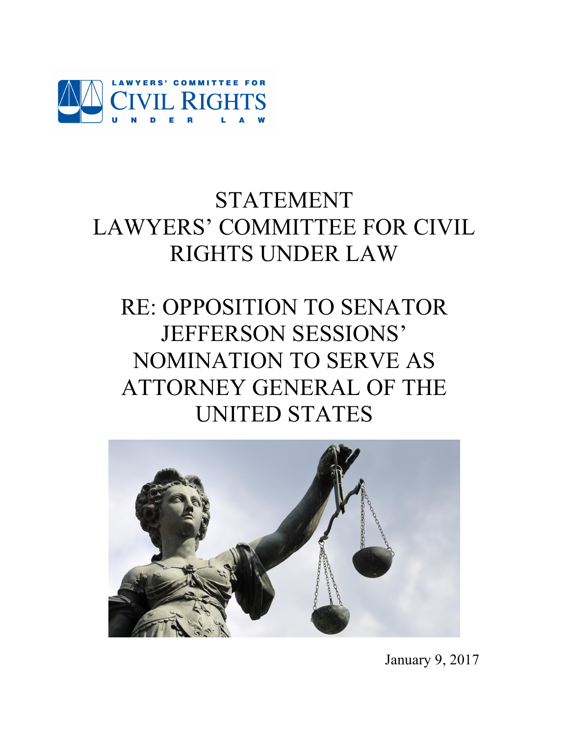LAWYERS' COMMITTEE FOR CIVIL RIGHTS UNDER LAW

# STATEMENT
# LAWYERS' COMMITTEE FOR CIVIL RIGHTS UNDER LAW

# RE: OPPOSITION TO SENATOR JEFFERSON SESSIONS' NOMINATION TO SERVE AS ATTORNEY GENERAL OF THE UNITED STATES

January 9, 2017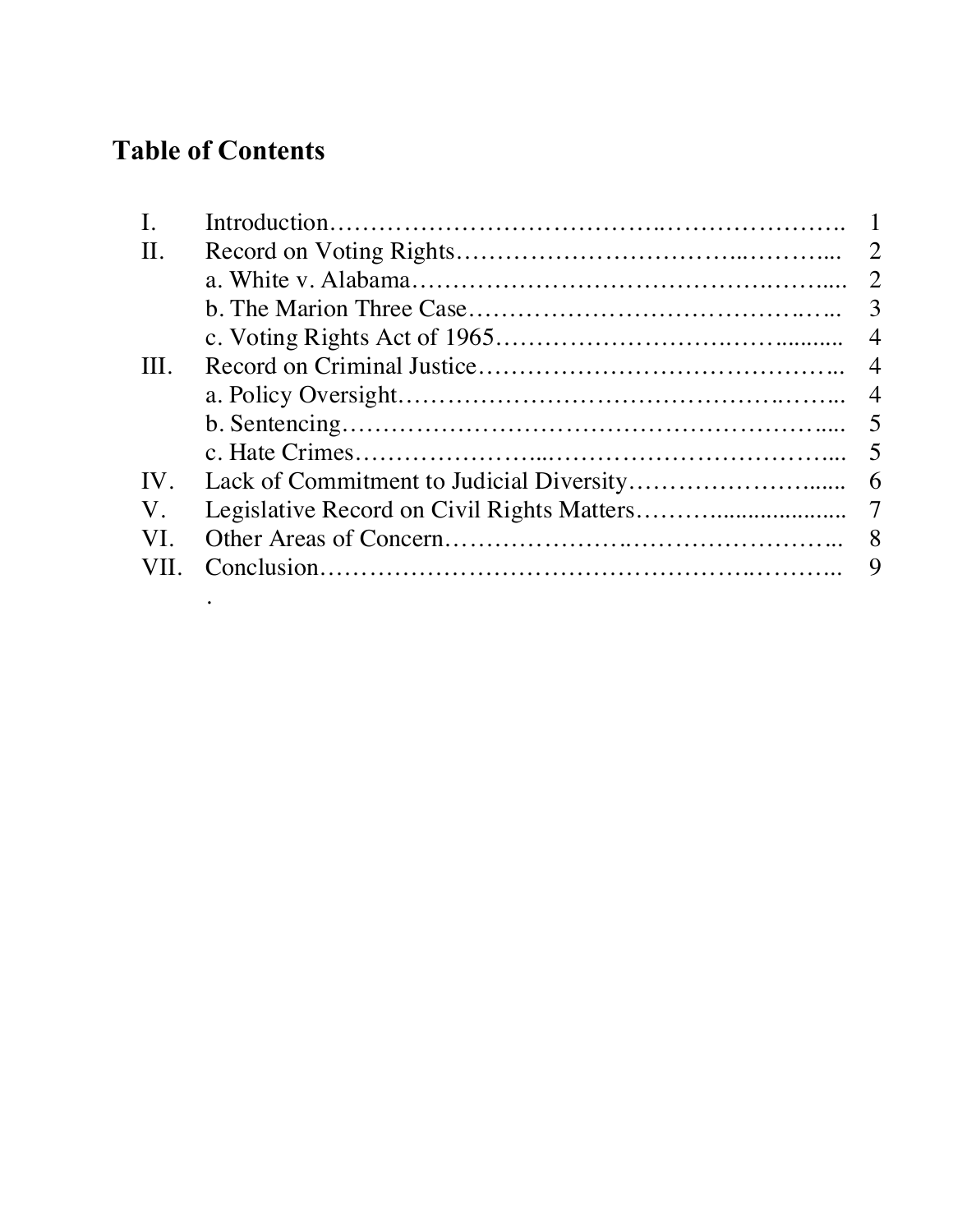## Table of Contents

| | | |
|---|---|---|
| I. | Introduction | 1 |
| II. | Record on Voting Rights | 2 |
| | a. White v. Alabama | 2 |
| | b. The Marion Three Case | 3 |
| | c. Voting Rights Act of 1965 | 4 |
| III. | Record on Criminal Justice | 4 |
| | a. Policy Oversight | 4 |
| | b. Sentencing | 5 |
| | c. Hate Crimes | 5 |
| IV. | Lack of Commitment to Judicial Diversity | 6 |
| V. | Legislative Record on Civil Rights Matters | 7 |
| VI. | Other Areas of Concern | 8 |
| VII. | Conclusion | 9 |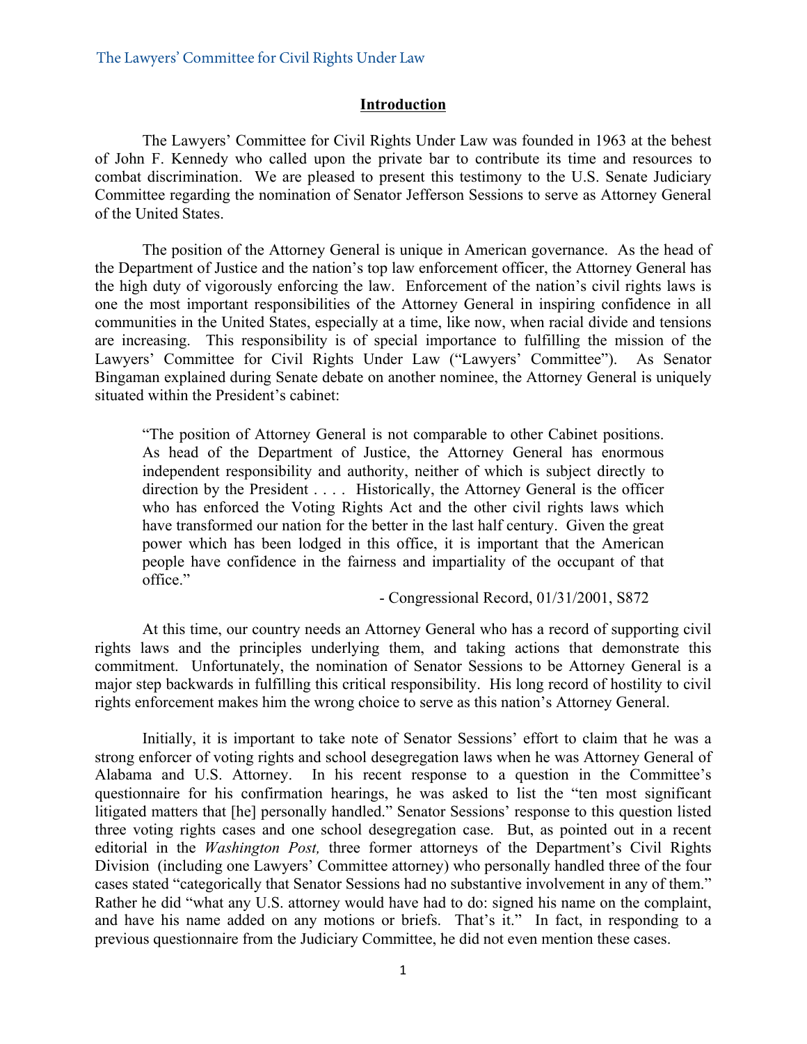## Introduction

The Lawyers' Committee for Civil Rights Under Law was founded in 1963 at the behest of John F. Kennedy who called upon the private bar to contribute its time and resources to combat discrimination. We are pleased to present this testimony to the U.S. Senate Judiciary Committee regarding the nomination of Senator Jefferson Sessions to serve as Attorney General of the United States.

The position of the Attorney General is unique in American governance. As the head of the Department of Justice and the nation's top law enforcement officer, the Attorney General has the high duty of vigorously enforcing the law. Enforcement of the nation's civil rights laws is one the most important responsibilities of the Attorney General in inspiring confidence in all communities in the United States, especially at a time, like now, when racial divide and tensions are increasing. This responsibility is of special importance to fulfilling the mission of the Lawyers' Committee for Civil Rights Under Law ("Lawyers' Committee"). As Senator Bingaman explained during Senate debate on another nominee, the Attorney General is uniquely situated within the President's cabinet:

> "The position of Attorney General is not comparable to other Cabinet positions. As head of the Department of Justice, the Attorney General has enormous independent responsibility and authority, neither of which is subject directly to direction by the President . . . . Historically, the Attorney General is the officer who has enforced the Voting Rights Act and the other civil rights laws which have transformed our nation for the better in the last half century. Given the great power which has been lodged in this office, it is important that the American people have confidence in the fairness and impartiality of the occupant of that office."
>
> \- Congressional Record, 01/31/2001, S872

At this time, our country needs an Attorney General who has a record of supporting civil rights laws and the principles underlying them, and taking actions that demonstrate this commitment. Unfortunately, the nomination of Senator Sessions to be Attorney General is a major step backwards in fulfilling this critical responsibility. His long record of hostility to civil rights enforcement makes him the wrong choice to serve as this nation's Attorney General.

Initially, it is important to take note of Senator Sessions' effort to claim that he was a strong enforcer of voting rights and school desegregation laws when he was Attorney General of Alabama and U.S. Attorney. In his recent response to a question in the Committee's questionnaire for his confirmation hearings, he was asked to list the "ten most significant litigated matters that [he] personally handled." Senator Sessions' response to this question listed three voting rights cases and one school desegregation case. But, as pointed out in a recent editorial in the *Washington Post,* three former attorneys of the Department's Civil Rights Division (including one Lawyers' Committee attorney) who personally handled three of the four cases stated "categorically that Senator Sessions had no substantive involvement in any of them." Rather he did "what any U.S. attorney would have had to do: signed his name on the complaint, and have his name added on any motions or briefs. That's it." In fact, in responding to a previous questionnaire from the Judiciary Committee, he did not even mention these cases.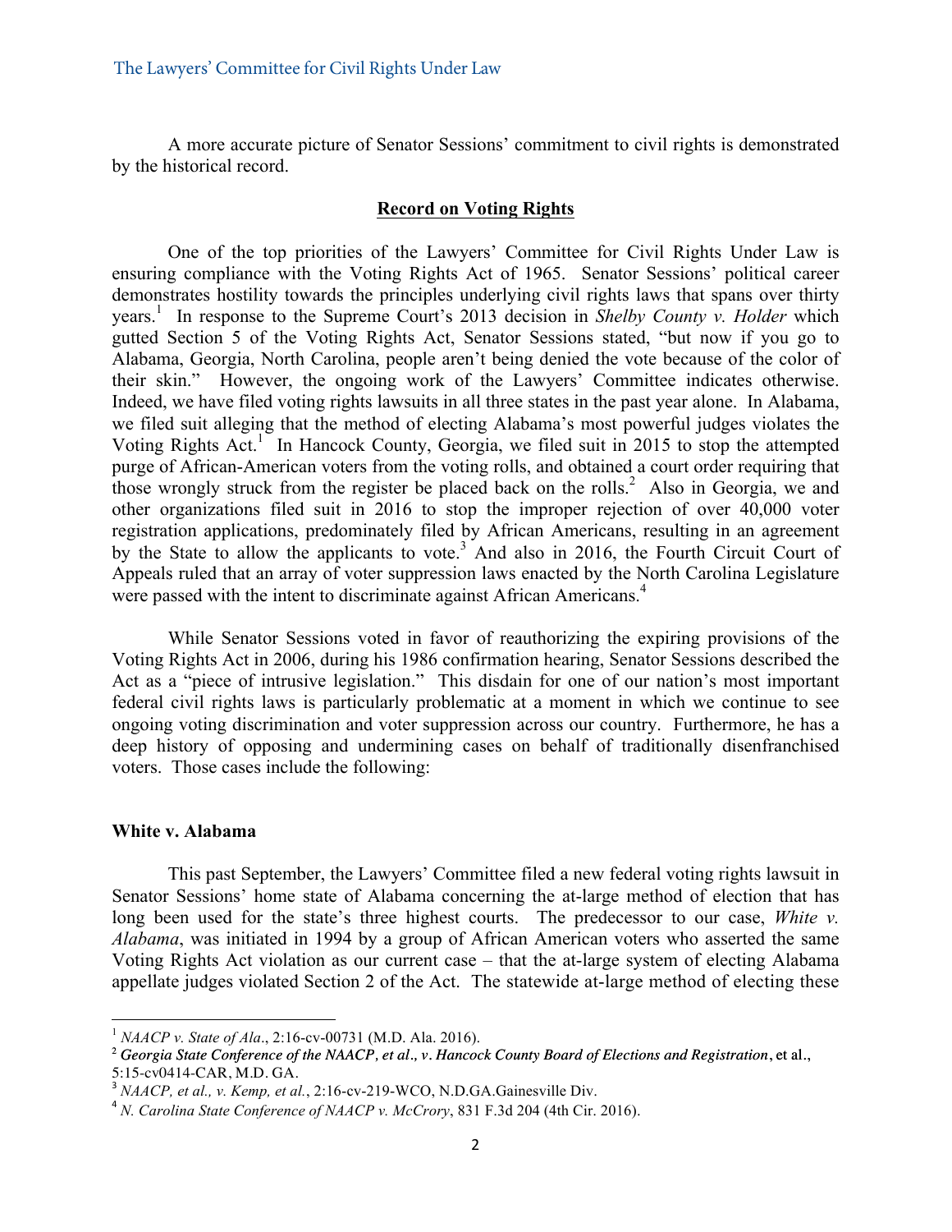A more accurate picture of Senator Sessions' commitment to civil rights is demonstrated by the historical record.

**Record on Voting Rights**

One of the top priorities of the Lawyers' Committee for Civil Rights Under Law is ensuring compliance with the Voting Rights Act of 1965. Senator Sessions' political career demonstrates hostility towards the principles underlying civil rights laws that spans over thirty years.[1] In response to the Supreme Court's 2013 decision in *Shelby County v. Holder* which gutted Section 5 of the Voting Rights Act, Senator Sessions stated, "but now if you go to Alabama, Georgia, North Carolina, people aren't being denied the vote because of the color of their skin." However, the ongoing work of the Lawyers' Committee indicates otherwise. Indeed, we have filed voting rights lawsuits in all three states in the past year alone. In Alabama, we filed suit alleging that the method of electing Alabama's most powerful judges violates the Voting Rights Act.[1] In Hancock County, Georgia, we filed suit in 2015 to stop the attempted purge of African-American voters from the voting rolls, and obtained a court order requiring that those wrongly struck from the register be placed back on the rolls.[2] Also in Georgia, we and other organizations filed suit in 2016 to stop the improper rejection of over 40,000 voter registration applications, predominately filed by African Americans, resulting in an agreement by the State to allow the applicants to vote.[3] And also in 2016, the Fourth Circuit Court of Appeals ruled that an array of voter suppression laws enacted by the North Carolina Legislature were passed with the intent to discriminate against African Americans.[4]

While Senator Sessions voted in favor of reauthorizing the expiring provisions of the Voting Rights Act in 2006, during his 1986 confirmation hearing, Senator Sessions described the Act as a "piece of intrusive legislation." This disdain for one of our nation's most important federal civil rights laws is particularly problematic at a moment in which we continue to see ongoing voting discrimination and voter suppression across our country. Furthermore, he has a deep history of opposing and undermining cases on behalf of traditionally disenfranchised voters. Those cases include the following:

**White v. Alabama**

This past September, the Lawyers' Committee filed a new federal voting rights lawsuit in Senator Sessions' home state of Alabama concerning the at-large method of election that has long been used for the state's three highest courts. The predecessor to our case, *White v. Alabama*, was initiated in 1994 by a group of African American voters who asserted the same Voting Rights Act violation as our current case – that the at-large system of electing Alabama appellate judges violated Section 2 of the Act. The statewide at-large method of electing these

---

[1] *NAACP v. State of Ala*., 2:16-cv-00731 (M.D. Ala. 2016).

[2] ***Georgia State Conference of the NAACP, et al., v. Hancock County Board of Elections and Registration***, et al., 5:15-cv0414-CAR, M.D. GA.

[3] *NAACP, et al., v. Kemp, et al.*, 2:16-cv-219-WCO, N.D.GA.Gainesville Div.

[4] *N. Carolina State Conference of NAACP v. McCrory*, 831 F.3d 204 (4th Cir. 2016).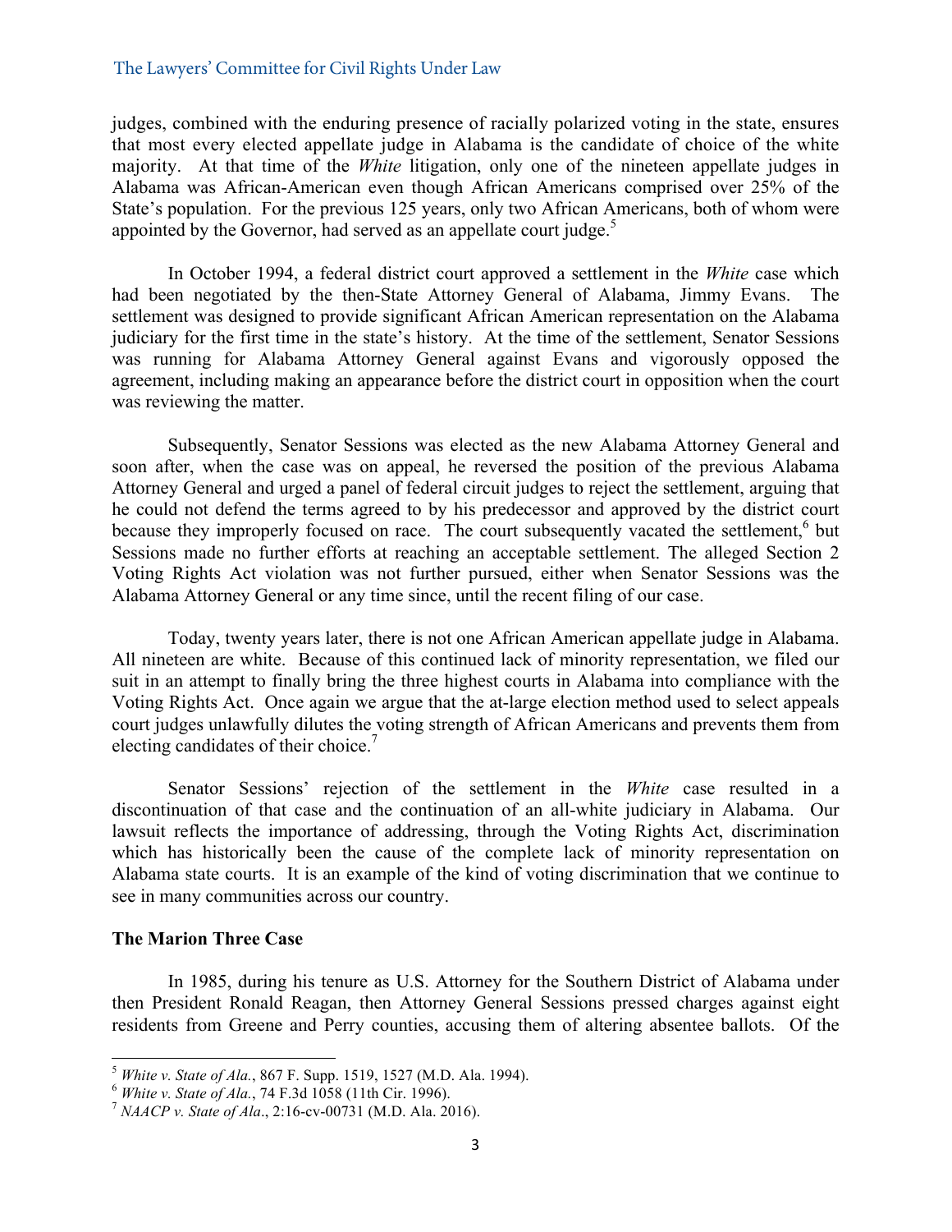judges, combined with the enduring presence of racially polarized voting in the state, ensures that most every elected appellate judge in Alabama is the candidate of choice of the white majority. At that time of the *White* litigation, only one of the nineteen appellate judges in Alabama was African-American even though African Americans comprised over 25% of the State's population. For the previous 125 years, only two African Americans, both of whom were appointed by the Governor, had served as an appellate court judge.[5]

In October 1994, a federal district court approved a settlement in the *White* case which had been negotiated by the then-State Attorney General of Alabama, Jimmy Evans. The settlement was designed to provide significant African American representation on the Alabama judiciary for the first time in the state's history. At the time of the settlement, Senator Sessions was running for Alabama Attorney General against Evans and vigorously opposed the agreement, including making an appearance before the district court in opposition when the court was reviewing the matter.

Subsequently, Senator Sessions was elected as the new Alabama Attorney General and soon after, when the case was on appeal, he reversed the position of the previous Alabama Attorney General and urged a panel of federal circuit judges to reject the settlement, arguing that he could not defend the terms agreed to by his predecessor and approved by the district court because they improperly focused on race. The court subsequently vacated the settlement,[6] but Sessions made no further efforts at reaching an acceptable settlement. The alleged Section 2 Voting Rights Act violation was not further pursued, either when Senator Sessions was the Alabama Attorney General or any time since, until the recent filing of our case.

Today, twenty years later, there is not one African American appellate judge in Alabama. All nineteen are white. Because of this continued lack of minority representation, we filed our suit in an attempt to finally bring the three highest courts in Alabama into compliance with the Voting Rights Act. Once again we argue that the at-large election method used to select appeals court judges unlawfully dilutes the voting strength of African Americans and prevents them from electing candidates of their choice.[7]

Senator Sessions' rejection of the settlement in the *White* case resulted in a discontinuation of that case and the continuation of an all-white judiciary in Alabama. Our lawsuit reflects the importance of addressing, through the Voting Rights Act, discrimination which has historically been the cause of the complete lack of minority representation on Alabama state courts. It is an example of the kind of voting discrimination that we continue to see in many communities across our country.

**The Marion Three Case**

In 1985, during his tenure as U.S. Attorney for the Southern District of Alabama under then President Ronald Reagan, then Attorney General Sessions pressed charges against eight residents from Greene and Perry counties, accusing them of altering absentee ballots. Of the

---

[5] *White v. State of Ala.*, 867 F. Supp. 1519, 1527 (M.D. Ala. 1994).

[6] *White v. State of Ala.*, 74 F.3d 1058 (11th Cir. 1996).

[7] *NAACP v. State of Ala*., 2:16-cv-00731 (M.D. Ala. 2016).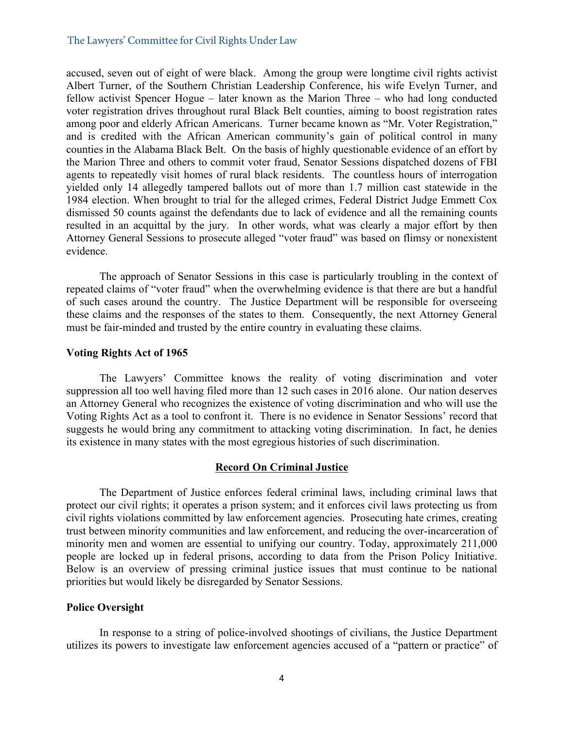accused, seven out of eight of were black. Among the group were longtime civil rights activist Albert Turner, of the Southern Christian Leadership Conference, his wife Evelyn Turner, and fellow activist Spencer Hogue – later known as the Marion Three – who had long conducted voter registration drives throughout rural Black Belt counties, aiming to boost registration rates among poor and elderly African Americans. Turner became known as "Mr. Voter Registration," and is credited with the African American community's gain of political control in many counties in the Alabama Black Belt. On the basis of highly questionable evidence of an effort by the Marion Three and others to commit voter fraud, Senator Sessions dispatched dozens of FBI agents to repeatedly visit homes of rural black residents. The countless hours of interrogation yielded only 14 allegedly tampered ballots out of more than 1.7 million cast statewide in the 1984 election. When brought to trial for the alleged crimes, Federal District Judge Emmett Cox dismissed 50 counts against the defendants due to lack of evidence and all the remaining counts resulted in an acquittal by the jury. In other words, what was clearly a major effort by then Attorney General Sessions to prosecute alleged "voter fraud" was based on flimsy or nonexistent evidence.

The approach of Senator Sessions in this case is particularly troubling in the context of repeated claims of "voter fraud" when the overwhelming evidence is that there are but a handful of such cases around the country. The Justice Department will be responsible for overseeing these claims and the responses of the states to them. Consequently, the next Attorney General must be fair-minded and trusted by the entire country in evaluating these claims.

**Voting Rights Act of 1965**

The Lawyers' Committee knows the reality of voting discrimination and voter suppression all too well having filed more than 12 such cases in 2016 alone. Our nation deserves an Attorney General who recognizes the existence of voting discrimination and who will use the Voting Rights Act as a tool to confront it. There is no evidence in Senator Sessions' record that suggests he would bring any commitment to attacking voting discrimination. In fact, he denies its existence in many states with the most egregious histories of such discrimination.

## Record On Criminal Justice

The Department of Justice enforces federal criminal laws, including criminal laws that protect our civil rights; it operates a prison system; and it enforces civil laws protecting us from civil rights violations committed by law enforcement agencies. Prosecuting hate crimes, creating trust between minority communities and law enforcement, and reducing the over-incarceration of minority men and women are essential to unifying our country. Today, approximately 211,000 people are locked up in federal prisons, according to data from the Prison Policy Initiative. Below is an overview of pressing criminal justice issues that must continue to be national priorities but would likely be disregarded by Senator Sessions.

**Police Oversight**

In response to a string of police-involved shootings of civilians, the Justice Department utilizes its powers to investigate law enforcement agencies accused of a "pattern or practice" of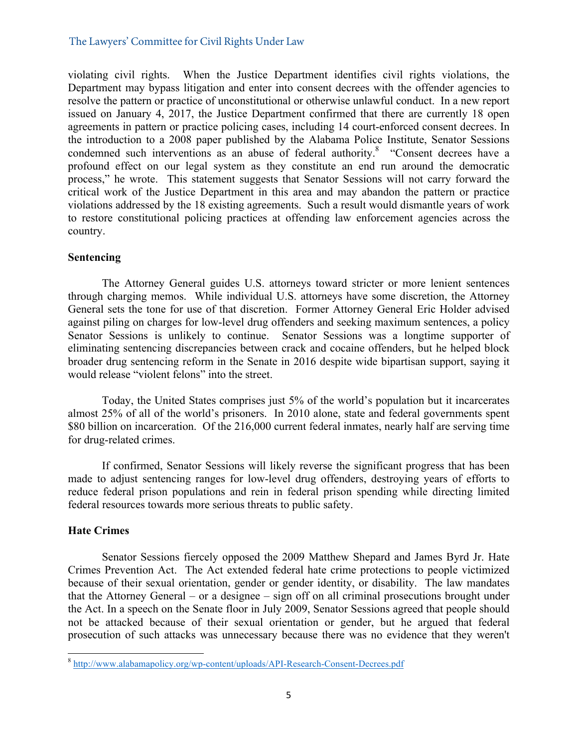violating civil rights. When the Justice Department identifies civil rights violations, the Department may bypass litigation and enter into consent decrees with the offender agencies to resolve the pattern or practice of unconstitutional or otherwise unlawful conduct. In a new report issued on January 4, 2017, the Justice Department confirmed that there are currently 18 open agreements in pattern or practice policing cases, including 14 court-enforced consent decrees. In the introduction to a 2008 paper published by the Alabama Police Institute, Senator Sessions condemned such interventions as an abuse of federal authority.[8] "Consent decrees have a profound effect on our legal system as they constitute an end run around the democratic process," he wrote. This statement suggests that Senator Sessions will not carry forward the critical work of the Justice Department in this area and may abandon the pattern or practice violations addressed by the 18 existing agreements. Such a result would dismantle years of work to restore constitutional policing practices at offending law enforcement agencies across the country.

**Sentencing**

The Attorney General guides U.S. attorneys toward stricter or more lenient sentences through charging memos. While individual U.S. attorneys have some discretion, the Attorney General sets the tone for use of that discretion. Former Attorney General Eric Holder advised against piling on charges for low-level drug offenders and seeking maximum sentences, a policy Senator Sessions is unlikely to continue. Senator Sessions was a longtime supporter of eliminating sentencing discrepancies between crack and cocaine offenders, but he helped block broader drug sentencing reform in the Senate in 2016 despite wide bipartisan support, saying it would release "violent felons" into the street.

Today, the United States comprises just 5% of the world's population but it incarcerates almost 25% of all of the world's prisoners. In 2010 alone, state and federal governments spent $80 billion on incarceration. Of the 216,000 current federal inmates, nearly half are serving time for drug-related crimes.

If confirmed, Senator Sessions will likely reverse the significant progress that has been made to adjust sentencing ranges for low-level drug offenders, destroying years of efforts to reduce federal prison populations and rein in federal prison spending while directing limited federal resources towards more serious threats to public safety.

**Hate Crimes**

Senator Sessions fiercely opposed the 2009 Matthew Shepard and James Byrd Jr. Hate Crimes Prevention Act. The Act extended federal hate crime protections to people victimized because of their sexual orientation, gender or gender identity, or disability. The law mandates that the Attorney General – or a designee – sign off on all criminal prosecutions brought under the Act. In a speech on the Senate floor in July 2009, Senator Sessions agreed that people should not be attacked because of their sexual orientation or gender, but he argued that federal prosecution of such attacks was unnecessary because there was no evidence that they weren't

[8] http://www.alabamapolicy.org/wp-content/uploads/API-Research-Consent-Decrees.pdf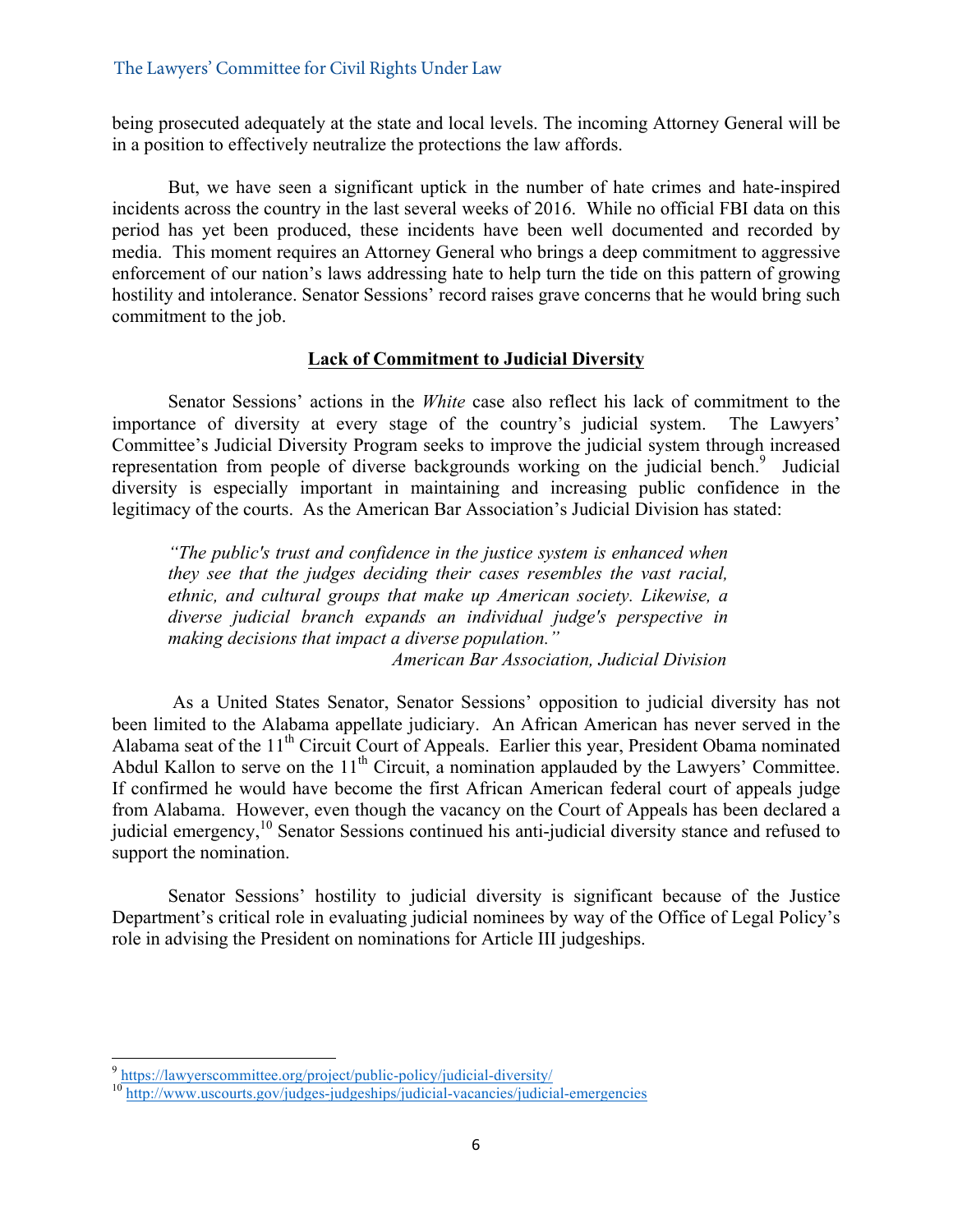being prosecuted adequately at the state and local levels. The incoming Attorney General will be in a position to effectively neutralize the protections the law affords.

But, we have seen a significant uptick in the number of hate crimes and hate-inspired incidents across the country in the last several weeks of 2016. While no official FBI data on this period has yet been produced, these incidents have been well documented and recorded by media. This moment requires an Attorney General who brings a deep commitment to aggressive enforcement of our nation's laws addressing hate to help turn the tide on this pattern of growing hostility and intolerance. Senator Sessions' record raises grave concerns that he would bring such commitment to the job.

## Lack of Commitment to Judicial Diversity

Senator Sessions' actions in the *White* case also reflect his lack of commitment to the importance of diversity at every stage of the country's judicial system. The Lawyers' Committee's Judicial Diversity Program seeks to improve the judicial system through increased representation from people of diverse backgrounds working on the judicial bench.[9] Judicial diversity is especially important in maintaining and increasing public confidence in the legitimacy of the courts. As the American Bar Association's Judicial Division has stated:

> *"The public's trust and confidence in the justice system is enhanced when they see that the judges deciding their cases resembles the vast racial, ethnic, and cultural groups that make up American society. Likewise, a diverse judicial branch expands an individual judge's perspective in making decisions that impact a diverse population."*
>
> *American Bar Association, Judicial Division*

As a United States Senator, Senator Sessions' opposition to judicial diversity has not been limited to the Alabama appellate judiciary. An African American has never served in the Alabama seat of the 11th Circuit Court of Appeals. Earlier this year, President Obama nominated Abdul Kallon to serve on the 11th Circuit, a nomination applauded by the Lawyers' Committee. If confirmed he would have become the first African American federal court of appeals judge from Alabama. However, even though the vacancy on the Court of Appeals has been declared a judicial emergency,[10] Senator Sessions continued his anti-judicial diversity stance and refused to support the nomination.

Senator Sessions' hostility to judicial diversity is significant because of the Justice Department's critical role in evaluating judicial nominees by way of the Office of Legal Policy's role in advising the President on nominations for Article III judgeships.

---

[9] https://lawyerscommittee.org/project/public-policy/judicial-diversity/

[10] http://www.uscourts.gov/judges-judgeships/judicial-vacancies/judicial-emergencies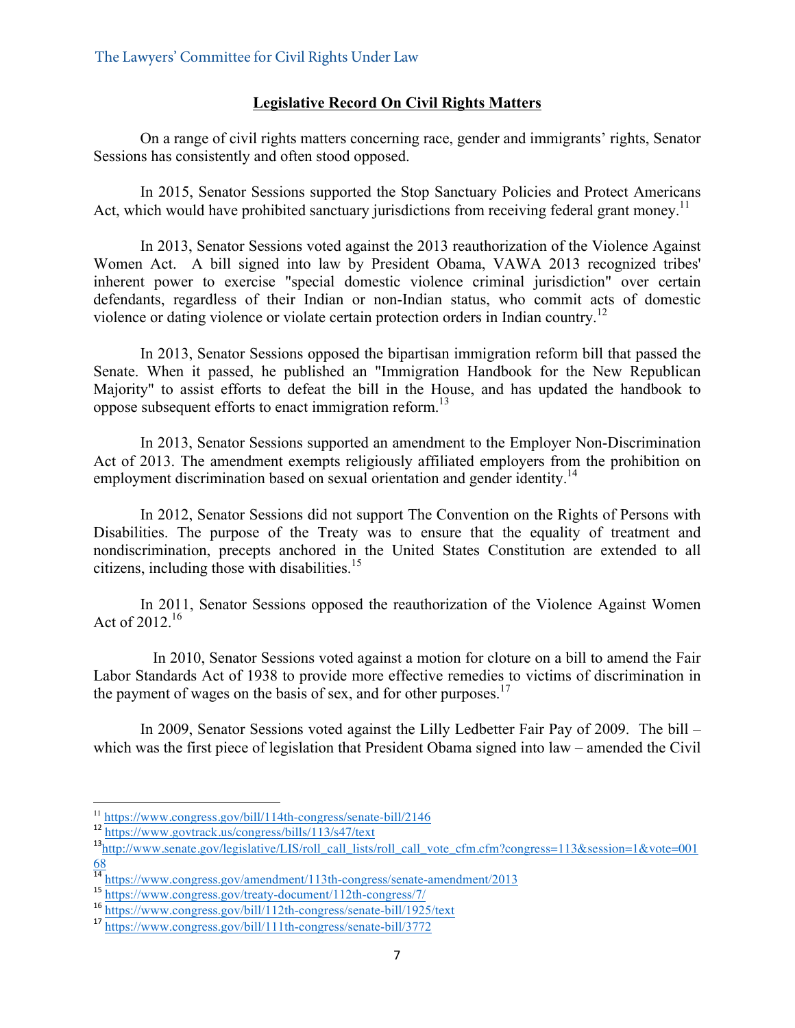## Legislative Record On Civil Rights Matters

On a range of civil rights matters concerning race, gender and immigrants' rights, Senator Sessions has consistently and often stood opposed.

In 2015, Senator Sessions supported the Stop Sanctuary Policies and Protect Americans Act, which would have prohibited sanctuary jurisdictions from receiving federal grant money.[11]

In 2013, Senator Sessions voted against the 2013 reauthorization of the Violence Against Women Act. A bill signed into law by President Obama, VAWA 2013 recognized tribes' inherent power to exercise "special domestic violence criminal jurisdiction" over certain defendants, regardless of their Indian or non-Indian status, who commit acts of domestic violence or dating violence or violate certain protection orders in Indian country.[12]

In 2013, Senator Sessions opposed the bipartisan immigration reform bill that passed the Senate. When it passed, he published an "Immigration Handbook for the New Republican Majority" to assist efforts to defeat the bill in the House, and has updated the handbook to oppose subsequent efforts to enact immigration reform.[13]

In 2013, Senator Sessions supported an amendment to the Employer Non-Discrimination Act of 2013. The amendment exempts religiously affiliated employers from the prohibition on employment discrimination based on sexual orientation and gender identity.[14]

In 2012, Senator Sessions did not support The Convention on the Rights of Persons with Disabilities. The purpose of the Treaty was to ensure that the equality of treatment and nondiscrimination, precepts anchored in the United States Constitution are extended to all citizens, including those with disabilities.[15]

In 2011, Senator Sessions opposed the reauthorization of the Violence Against Women Act of 2012.[16]

In 2010, Senator Sessions voted against a motion for cloture on a bill to amend the Fair Labor Standards Act of 1938 to provide more effective remedies to victims of discrimination in the payment of wages on the basis of sex, and for other purposes.[17]

In 2009, Senator Sessions voted against the Lilly Ledbetter Fair Pay of 2009. The bill – which was the first piece of legislation that President Obama signed into law – amended the Civil

---

[11] https://www.congress.gov/bill/114th-congress/senate-bill/2146

[12] https://www.govtrack.us/congress/bills/113/s47/text

[13] http://www.senate.gov/legislative/LIS/roll_call_lists/roll_call_vote_cfm.cfm?congress=113&session=1&vote=00168

[14] https://www.congress.gov/amendment/113th-congress/senate-amendment/2013

[15] https://www.congress.gov/treaty-document/112th-congress/7/

[16] https://www.congress.gov/bill/112th-congress/senate-bill/1925/text

[17] https://www.congress.gov/bill/111th-congress/senate-bill/3772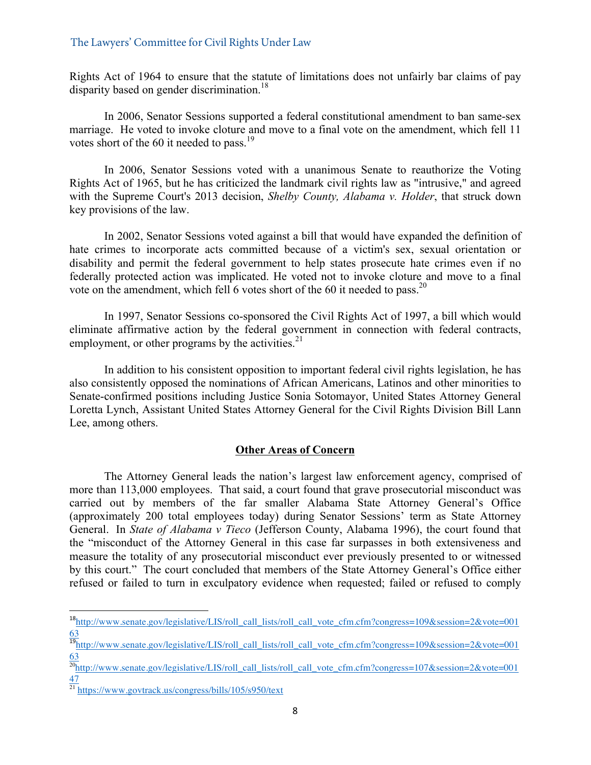Rights Act of 1964 to ensure that the statute of limitations does not unfairly bar claims of pay disparity based on gender discrimination.[18]

In 2006, Senator Sessions supported a federal constitutional amendment to ban same-sex marriage. He voted to invoke cloture and move to a final vote on the amendment, which fell 11 votes short of the 60 it needed to pass.[19]

In 2006, Senator Sessions voted with a unanimous Senate to reauthorize the Voting Rights Act of 1965, but he has criticized the landmark civil rights law as "intrusive," and agreed with the Supreme Court's 2013 decision, *Shelby County, Alabama v. Holder*, that struck down key provisions of the law.

In 2002, Senator Sessions voted against a bill that would have expanded the definition of hate crimes to incorporate acts committed because of a victim's sex, sexual orientation or disability and permit the federal government to help states prosecute hate crimes even if no federally protected action was implicated. He voted not to invoke cloture and move to a final vote on the amendment, which fell 6 votes short of the 60 it needed to pass.[20]

In 1997, Senator Sessions co-sponsored the Civil Rights Act of 1997, a bill which would eliminate affirmative action by the federal government in connection with federal contracts, employment, or other programs by the activities.[21]

In addition to his consistent opposition to important federal civil rights legislation, he has also consistently opposed the nominations of African Americans, Latinos and other minorities to Senate-confirmed positions including Justice Sonia Sotomayor, United States Attorney General Loretta Lynch, Assistant United States Attorney General for the Civil Rights Division Bill Lann Lee, among others.

**<u>Other Areas of Concern</u>**

The Attorney General leads the nation's largest law enforcement agency, comprised of more than 113,000 employees. That said, a court found that grave prosecutorial misconduct was carried out by members of the far smaller Alabama State Attorney General's Office (approximately 200 total employees today) during Senator Sessions' term as State Attorney General. In *State of Alabama v Tieco* (Jefferson County, Alabama 1996), the court found that the "misconduct of the Attorney General in this case far surpasses in both extensiveness and measure the totality of any prosecutorial misconduct ever previously presented to or witnessed by this court." The court concluded that members of the State Attorney General's Office either refused or failed to turn in exculpatory evidence when requested; failed or refused to comply

---

[18] http://www.senate.gov/legislative/LIS/roll_call_lists/roll_call_vote_cfm.cfm?congress=109&session=2&vote=00163

[19] http://www.senate.gov/legislative/LIS/roll_call_lists/roll_call_vote_cfm.cfm?congress=109&session=2&vote=00163

[20] http://www.senate.gov/legislative/LIS/roll_call_lists/roll_call_vote_cfm.cfm?congress=107&session=2&vote=00147

[21] https://www.govtrack.us/congress/bills/105/s950/text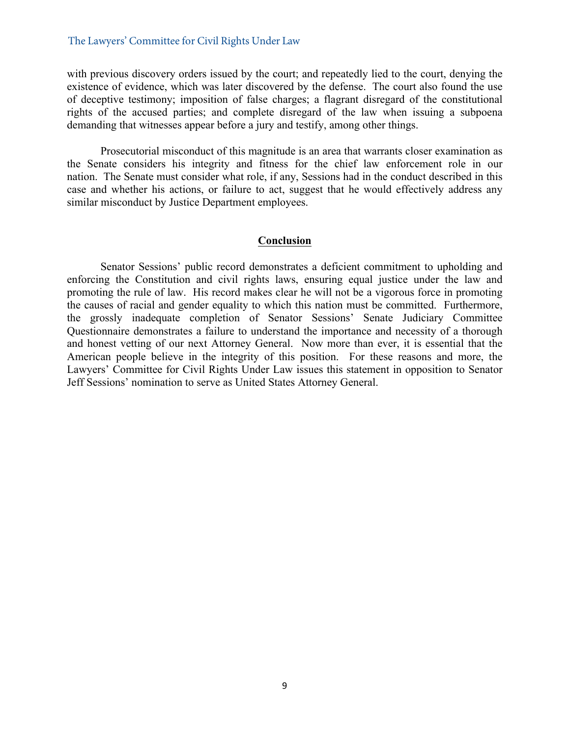with previous discovery orders issued by the court; and repeatedly lied to the court, denying the existence of evidence, which was later discovered by the defense. The court also found the use of deceptive testimony; imposition of false charges; a flagrant disregard of the constitutional rights of the accused parties; and complete disregard of the law when issuing a subpoena demanding that witnesses appear before a jury and testify, among other things.

Prosecutorial misconduct of this magnitude is an area that warrants closer examination as the Senate considers his integrity and fitness for the chief law enforcement role in our nation. The Senate must consider what role, if any, Sessions had in the conduct described in this case and whether his actions, or failure to act, suggest that he would effectively address any similar misconduct by Justice Department employees.

## Conclusion

Senator Sessions' public record demonstrates a deficient commitment to upholding and enforcing the Constitution and civil rights laws, ensuring equal justice under the law and promoting the rule of law. His record makes clear he will not be a vigorous force in promoting the causes of racial and gender equality to which this nation must be committed. Furthermore, the grossly inadequate completion of Senator Sessions' Senate Judiciary Committee Questionnaire demonstrates a failure to understand the importance and necessity of a thorough and honest vetting of our next Attorney General. Now more than ever, it is essential that the American people believe in the integrity of this position. For these reasons and more, the Lawyers' Committee for Civil Rights Under Law issues this statement in opposition to Senator Jeff Sessions' nomination to serve as United States Attorney General.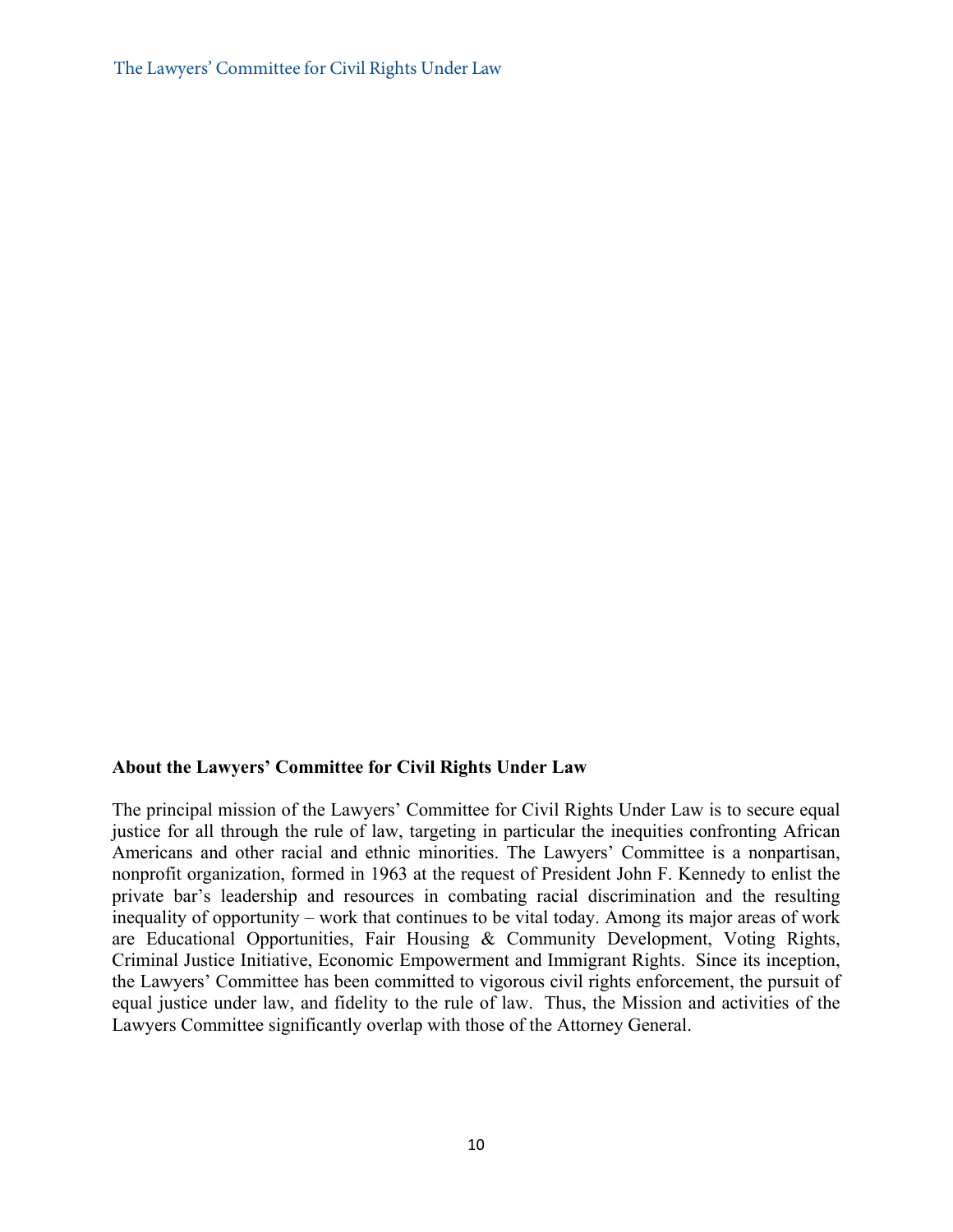**About the Lawyers’ Committee for Civil Rights Under Law**

The principal mission of the Lawyers’ Committee for Civil Rights Under Law is to secure equal justice for all through the rule of law, targeting in particular the inequities confronting African Americans and other racial and ethnic minorities. The Lawyers’ Committee is a nonpartisan, nonprofit organization, formed in 1963 at the request of President John F. Kennedy to enlist the private bar’s leadership and resources in combating racial discrimination and the resulting inequality of opportunity – work that continues to be vital today. Among its major areas of work are Educational Opportunities, Fair Housing & Community Development, Voting Rights, Criminal Justice Initiative, Economic Empowerment and Immigrant Rights. Since its inception, the Lawyers’ Committee has been committed to vigorous civil rights enforcement, the pursuit of equal justice under law, and fidelity to the rule of law. Thus, the Mission and activities of the Lawyers Committee significantly overlap with those of the Attorney General.